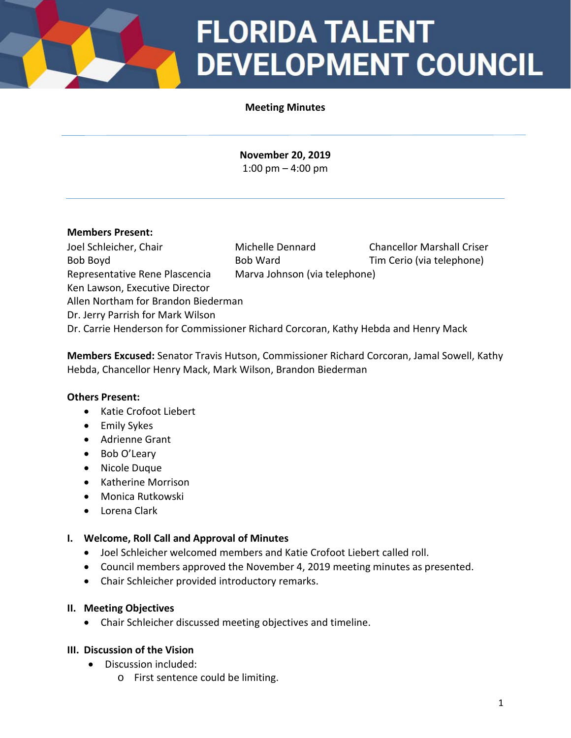# FLORIDA TALENT DEVELOPMENT COUNCIL

**Meeting Minutes**

**November 20, 2019**
1:00 pm – 4:00 pm

**Members Present:**

Joel Schleicher, Chair
Michelle Dennard
Chancellor Marshall Criser
Bob Boyd
Bob Ward
Tim Cerio (via telephone)
Representative Rene Plascencia
Marva Johnson (via telephone)
Ken Lawson, Executive Director
Allen Northam for Brandon Biederman
Dr. Jerry Parrish for Mark Wilson
Dr. Carrie Henderson for Commissioner Richard Corcoran, Kathy Hebda and Henry Mack

**Members Excused:** Senator Travis Hutson, Commissioner Richard Corcoran, Jamal Sowell, Kathy Hebda, Chancellor Henry Mack, Mark Wilson, Brandon Biederman

**Others Present:**

- Katie Crofoot Liebert
- Emily Sykes
- Adrienne Grant
- Bob O'Leary
- Nicole Duque
- Katherine Morrison
- Monica Rutkowski
- Lorena Clark

## I. Welcome, Roll Call and Approval of Minutes

- Joel Schleicher welcomed members and Katie Crofoot Liebert called roll.
- Council members approved the November 4, 2019 meeting minutes as presented.
- Chair Schleicher provided introductory remarks.

## II. Meeting Objectives

- Chair Schleicher discussed meeting objectives and timeline.

## III. Discussion of the Vision

- Discussion included:
  - First sentence could be limiting.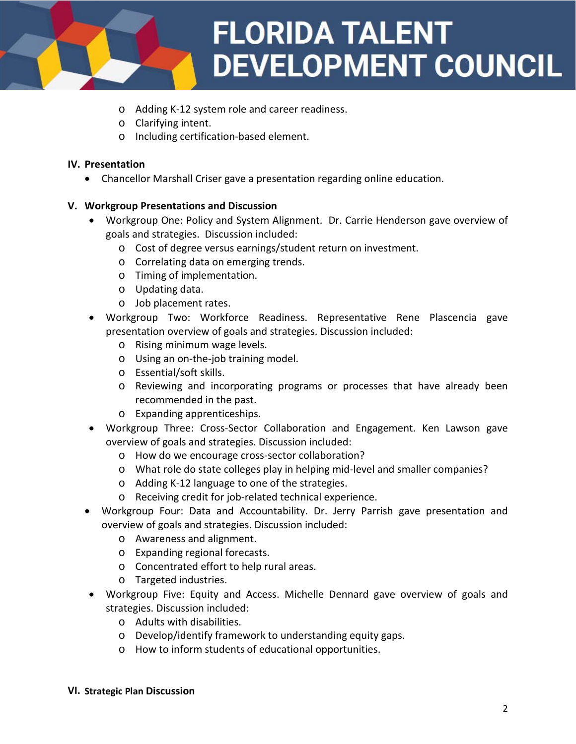- Adding K-12 system role and career readiness.
- Clarifying intent.
- Including certification-based element.

**IV. Presentation**

- Chancellor Marshall Criser gave a presentation regarding online education.

**V. Workgroup Presentations and Discussion**

- Workgroup One: Policy and System Alignment. Dr. Carrie Henderson gave overview of goals and strategies. Discussion included:
  - Cost of degree versus earnings/student return on investment.
  - Correlating data on emerging trends.
  - Timing of implementation.
  - Updating data.
  - Job placement rates.
- Workgroup Two: Workforce Readiness. Representative Rene Plascencia gave presentation overview of goals and strategies. Discussion included:
  - Rising minimum wage levels.
  - Using an on-the-job training model.
  - Essential/soft skills.
  - Reviewing and incorporating programs or processes that have already been recommended in the past.
  - Expanding apprenticeships.
- Workgroup Three: Cross-Sector Collaboration and Engagement. Ken Lawson gave overview of goals and strategies. Discussion included:
  - How do we encourage cross-sector collaboration?
  - What role do state colleges play in helping mid-level and smaller companies?
  - Adding K-12 language to one of the strategies.
  - Receiving credit for job-related technical experience.
- Workgroup Four: Data and Accountability. Dr. Jerry Parrish gave presentation and overview of goals and strategies. Discussion included:
  - Awareness and alignment.
  - Expanding regional forecasts.
  - Concentrated effort to help rural areas.
  - Targeted industries.
- Workgroup Five: Equity and Access. Michelle Dennard gave overview of goals and strategies. Discussion included:
  - Adults with disabilities.
  - Develop/identify framework to understanding equity gaps.
  - How to inform students of educational opportunities.

**VI. Strategic Plan Discussion**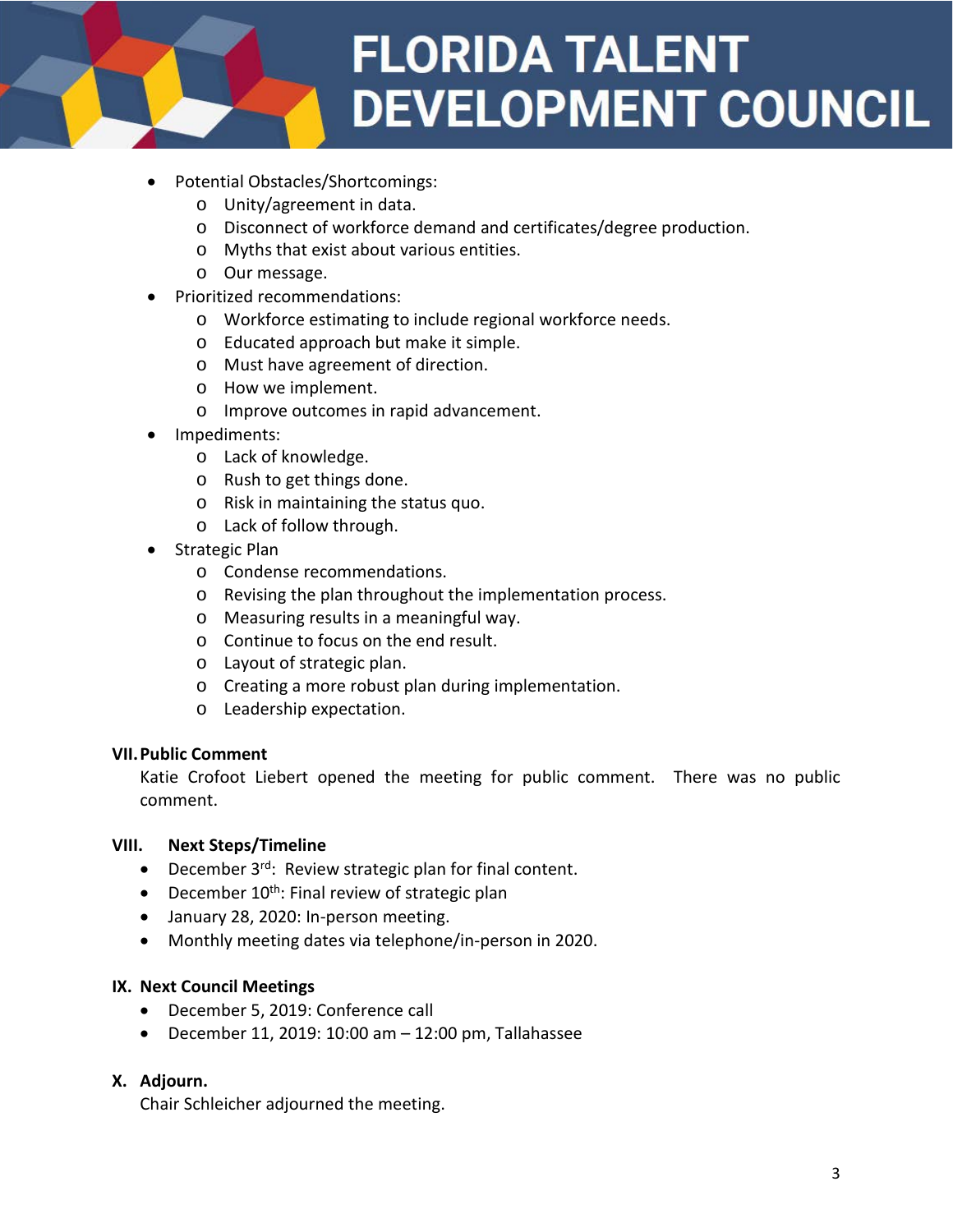- Potential Obstacles/Shortcomings:
  - Unity/agreement in data.
  - Disconnect of workforce demand and certificates/degree production.
  - Myths that exist about various entities.
  - Our message.
- Prioritized recommendations:
  - Workforce estimating to include regional workforce needs.
  - Educated approach but make it simple.
  - Must have agreement of direction.
  - How we implement.
  - Improve outcomes in rapid advancement.
- Impediments:
  - Lack of knowledge.
  - Rush to get things done.
  - Risk in maintaining the status quo.
  - Lack of follow through.
- Strategic Plan
  - Condense recommendations.
  - Revising the plan throughout the implementation process.
  - Measuring results in a meaningful way.
  - Continue to focus on the end result.
  - Layout of strategic plan.
  - Creating a more robust plan during implementation.
  - Leadership expectation.

**VII. Public Comment**

Katie Crofoot Liebert opened the meeting for public comment. There was no public comment.

**VIII. Next Steps/Timeline**

- December 3rd: Review strategic plan for final content.
- December 10th: Final review of strategic plan
- January 28, 2020: In-person meeting.
- Monthly meeting dates via telephone/in-person in 2020.

**IX. Next Council Meetings**

- December 5, 2019: Conference call
- December 11, 2019: 10:00 am – 12:00 pm, Tallahassee

**X. Adjourn.**

Chair Schleicher adjourned the meeting.